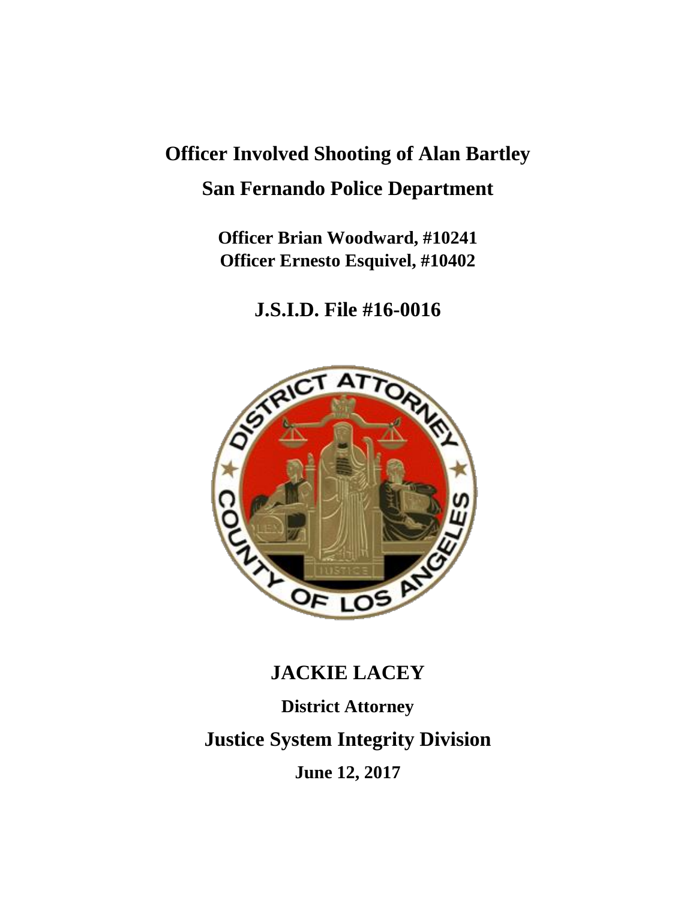# Officer Involved Shooting of Alan Bartley

## San Fernando Police Department

**Officer Brian Woodward, #10241**
**Officer Ernesto Esquivel, #10402**

## J.S.I.D. File #16-0016

## JACKIE LACEY

**District Attorney**

## Justice System Integrity Division

**June 12, 2017**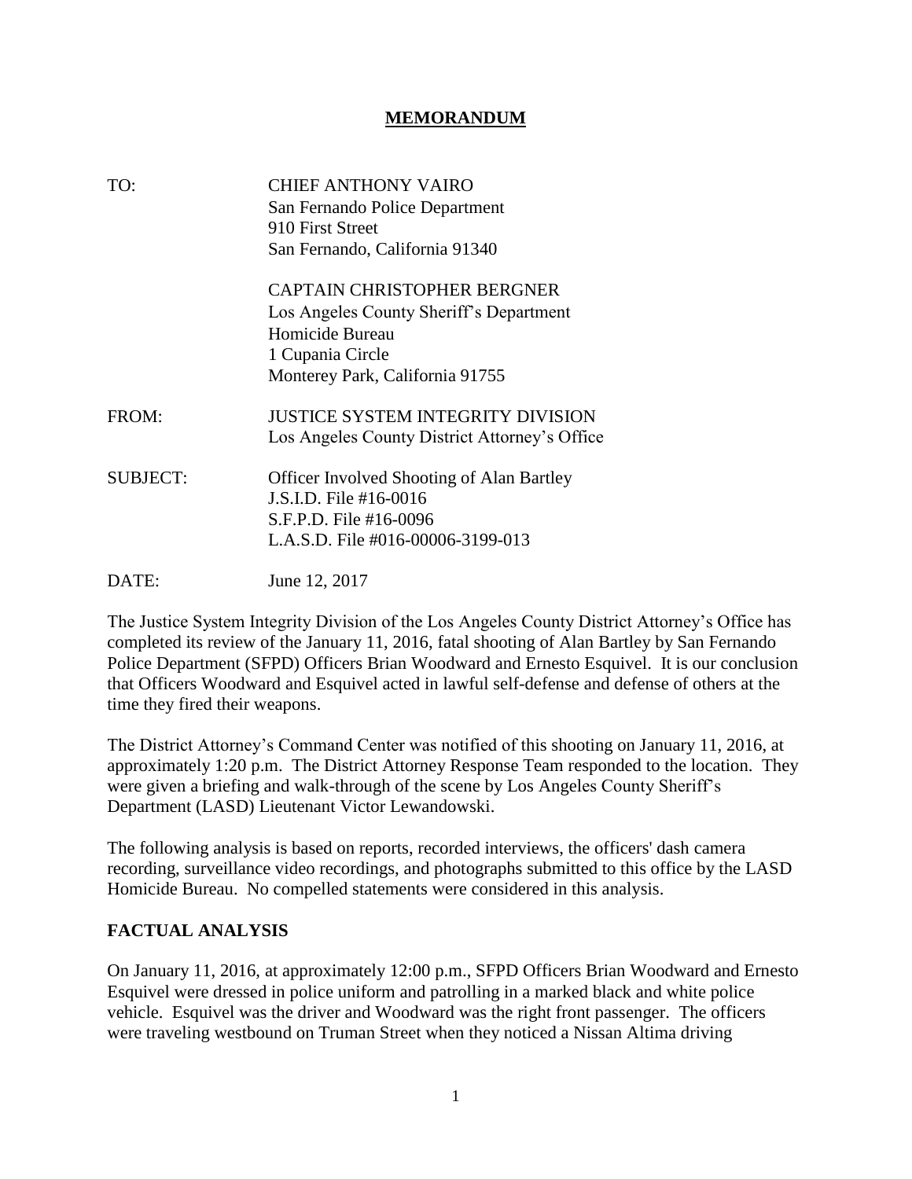# MEMORANDUM

| | |
|---|---|
| TO: | CHIEF ANTHONY VAIRO<br>San Fernando Police Department<br>910 First Street<br>San Fernando, California 91340 |
| | CAPTAIN CHRISTOPHER BERGNER<br>Los Angeles County Sheriff's Department<br>Homicide Bureau<br>1 Cupania Circle<br>Monterey Park, California 91755 |
| FROM: | JUSTICE SYSTEM INTEGRITY DIVISION<br>Los Angeles County District Attorney's Office |
| SUBJECT: | Officer Involved Shooting of Alan Bartley<br>J.S.I.D. File #16-0016<br>S.F.P.D. File #16-0096<br>L.A.S.D. File #016-00006-3199-013 |
| DATE: | June 12, 2017 |

The Justice System Integrity Division of the Los Angeles County District Attorney's Office has completed its review of the January 11, 2016, fatal shooting of Alan Bartley by San Fernando Police Department (SFPD) Officers Brian Woodward and Ernesto Esquivel. It is our conclusion that Officers Woodward and Esquivel acted in lawful self-defense and defense of others at the time they fired their weapons.

The District Attorney's Command Center was notified of this shooting on January 11, 2016, at approximately 1:20 p.m. The District Attorney Response Team responded to the location. They were given a briefing and walk-through of the scene by Los Angeles County Sheriff's Department (LASD) Lieutenant Victor Lewandowski.

The following analysis is based on reports, recorded interviews, the officers' dash camera recording, surveillance video recordings, and photographs submitted to this office by the LASD Homicide Bureau. No compelled statements were considered in this analysis.

## FACTUAL ANALYSIS

On January 11, 2016, at approximately 12:00 p.m., SFPD Officers Brian Woodward and Ernesto Esquivel were dressed in police uniform and patrolling in a marked black and white police vehicle. Esquivel was the driver and Woodward was the right front passenger. The officers were traveling westbound on Truman Street when they noticed a Nissan Altima driving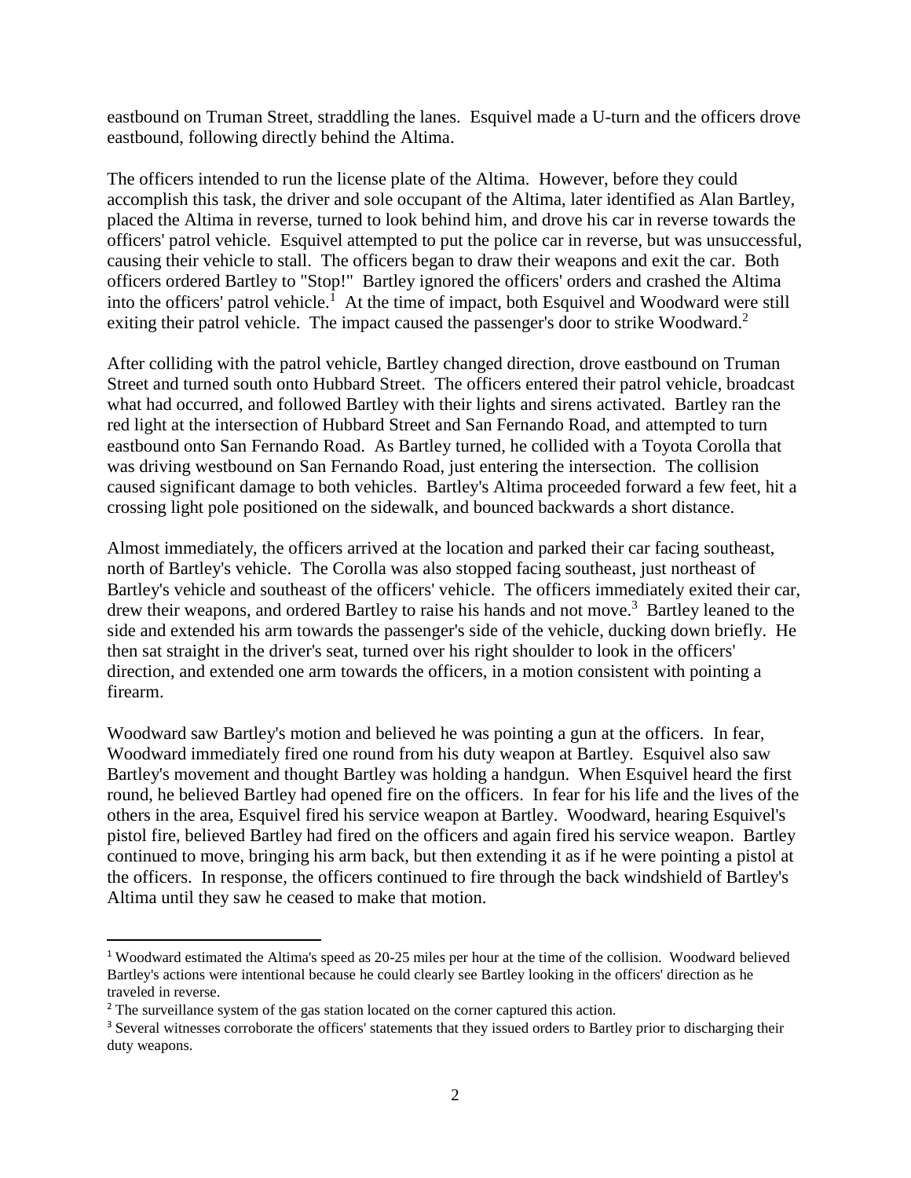eastbound on Truman Street, straddling the lanes. Esquivel made a U-turn and the officers drove eastbound, following directly behind the Altima.

The officers intended to run the license plate of the Altima. However, before they could accomplish this task, the driver and sole occupant of the Altima, later identified as Alan Bartley, placed the Altima in reverse, turned to look behind him, and drove his car in reverse towards the officers' patrol vehicle. Esquivel attempted to put the police car in reverse, but was unsuccessful, causing their vehicle to stall. The officers began to draw their weapons and exit the car. Both officers ordered Bartley to "Stop!" Bartley ignored the officers' orders and crashed the Altima into the officers' patrol vehicle.[1] At the time of impact, both Esquivel and Woodward were still exiting their patrol vehicle. The impact caused the passenger's door to strike Woodward.[2]

After colliding with the patrol vehicle, Bartley changed direction, drove eastbound on Truman Street and turned south onto Hubbard Street. The officers entered their patrol vehicle, broadcast what had occurred, and followed Bartley with their lights and sirens activated. Bartley ran the red light at the intersection of Hubbard Street and San Fernando Road, and attempted to turn eastbound onto San Fernando Road. As Bartley turned, he collided with a Toyota Corolla that was driving westbound on San Fernando Road, just entering the intersection. The collision caused significant damage to both vehicles. Bartley's Altima proceeded forward a few feet, hit a crossing light pole positioned on the sidewalk, and bounced backwards a short distance.

Almost immediately, the officers arrived at the location and parked their car facing southeast, north of Bartley's vehicle. The Corolla was also stopped facing southeast, just northeast of Bartley's vehicle and southeast of the officers' vehicle. The officers immediately exited their car, drew their weapons, and ordered Bartley to raise his hands and not move.[3] Bartley leaned to the side and extended his arm towards the passenger's side of the vehicle, ducking down briefly. He then sat straight in the driver's seat, turned over his right shoulder to look in the officers' direction, and extended one arm towards the officers, in a motion consistent with pointing a firearm.

Woodward saw Bartley's motion and believed he was pointing a gun at the officers. In fear, Woodward immediately fired one round from his duty weapon at Bartley. Esquivel also saw Bartley's movement and thought Bartley was holding a handgun. When Esquivel heard the first round, he believed Bartley had opened fire on the officers. In fear for his life and the lives of the others in the area, Esquivel fired his service weapon at Bartley. Woodward, hearing Esquivel's pistol fire, believed Bartley had fired on the officers and again fired his service weapon. Bartley continued to move, bringing his arm back, but then extending it as if he were pointing a pistol at the officers. In response, the officers continued to fire through the back windshield of Bartley's Altima until they saw he ceased to make that motion.

---

[1] Woodward estimated the Altima's speed as 20-25 miles per hour at the time of the collision. Woodward believed Bartley's actions were intentional because he could clearly see Bartley looking in the officers' direction as he traveled in reverse.

[2] The surveillance system of the gas station located on the corner captured this action.

[3] Several witnesses corroborate the officers' statements that they issued orders to Bartley prior to discharging their duty weapons.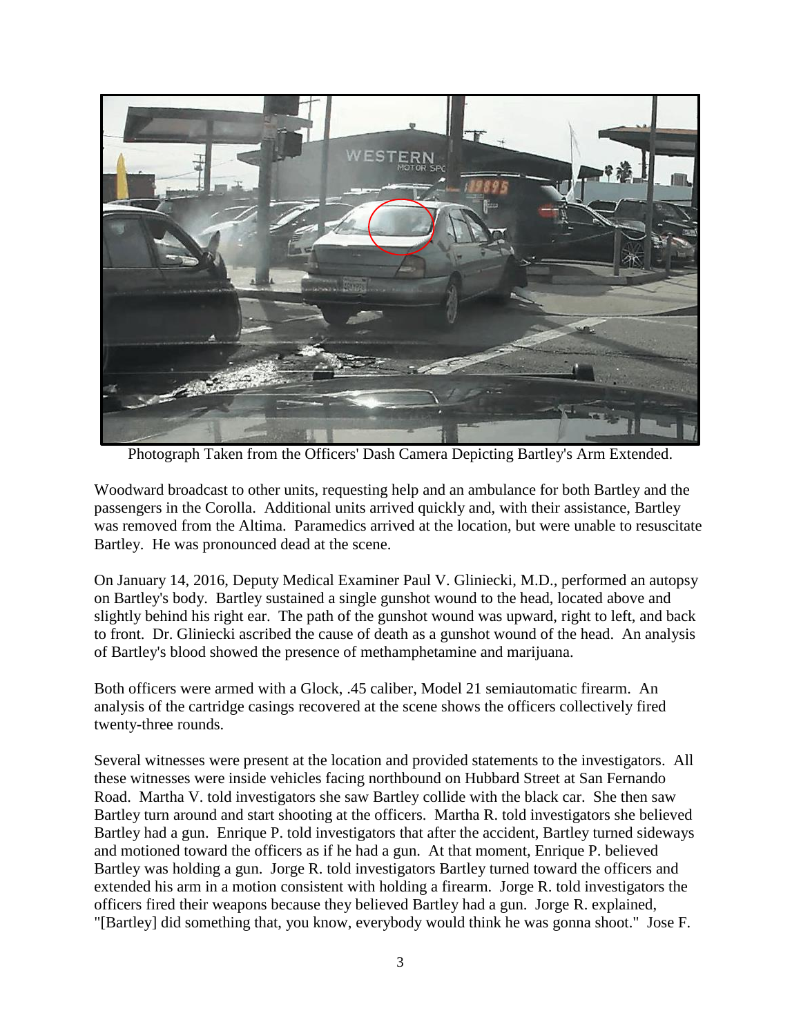Photograph Taken from the Officers' Dash Camera Depicting Bartley's Arm Extended.

Woodward broadcast to other units, requesting help and an ambulance for both Bartley and the passengers in the Corolla. Additional units arrived quickly and, with their assistance, Bartley was removed from the Altima. Paramedics arrived at the location, but were unable to resuscitate Bartley. He was pronounced dead at the scene.

On January 14, 2016, Deputy Medical Examiner Paul V. Gliniecki, M.D., performed an autopsy on Bartley's body. Bartley sustained a single gunshot wound to the head, located above and slightly behind his right ear. The path of the gunshot wound was upward, right to left, and back to front. Dr. Gliniecki ascribed the cause of death as a gunshot wound of the head. An analysis of Bartley's blood showed the presence of methamphetamine and marijuana.

Both officers were armed with a Glock, .45 caliber, Model 21 semiautomatic firearm. An analysis of the cartridge casings recovered at the scene shows the officers collectively fired twenty-three rounds.

Several witnesses were present at the location and provided statements to the investigators. All these witnesses were inside vehicles facing northbound on Hubbard Street at San Fernando Road. Martha V. told investigators she saw Bartley collide with the black car. She then saw Bartley turn around and start shooting at the officers. Martha R. told investigators she believed Bartley had a gun. Enrique P. told investigators that after the accident, Bartley turned sideways and motioned toward the officers as if he had a gun. At that moment, Enrique P. believed Bartley was holding a gun. Jorge R. told investigators Bartley turned toward the officers and extended his arm in a motion consistent with holding a firearm. Jorge R. told investigators the officers fired their weapons because they believed Bartley had a gun. Jorge R. explained, "[Bartley] did something that, you know, everybody would think he was gonna shoot." Jose F.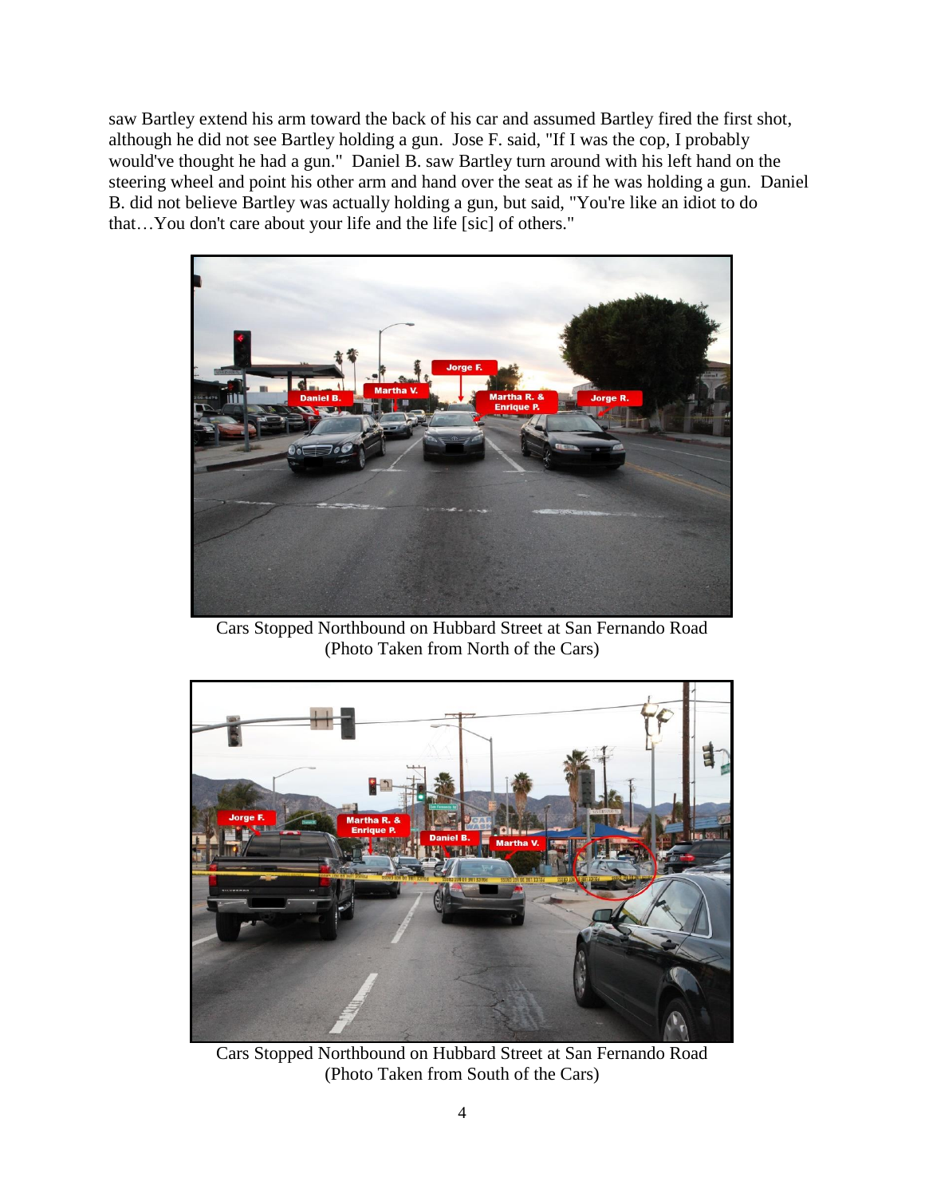saw Bartley extend his arm toward the back of his car and assumed Bartley fired the first shot, although he did not see Bartley holding a gun. Jose F. said, "If I was the cop, I probably would've thought he had a gun." Daniel B. saw Bartley turn around with his left hand on the steering wheel and point his other arm and hand over the seat as if he was holding a gun. Daniel B. did not believe Bartley was actually holding a gun, but said, "You're like an idiot to do that…You don't care about your life and the life [sic] of others."

Cars Stopped Northbound on Hubbard Street at San Fernando Road
(Photo Taken from North of the Cars)

Cars Stopped Northbound on Hubbard Street at San Fernando Road
(Photo Taken from South of the Cars)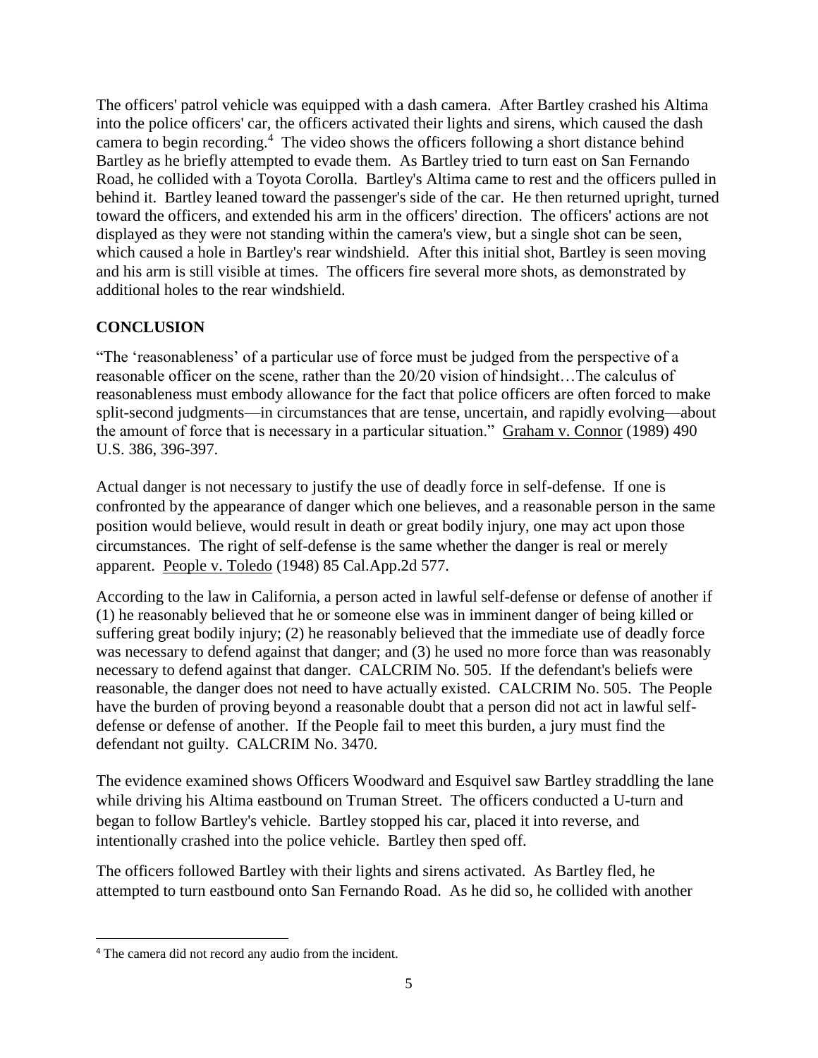The officers' patrol vehicle was equipped with a dash camera. After Bartley crashed his Altima into the police officers' car, the officers activated their lights and sirens, which caused the dash camera to begin recording.[4] The video shows the officers following a short distance behind Bartley as he briefly attempted to evade them. As Bartley tried to turn east on San Fernando Road, he collided with a Toyota Corolla. Bartley's Altima came to rest and the officers pulled in behind it. Bartley leaned toward the passenger's side of the car. He then returned upright, turned toward the officers, and extended his arm in the officers' direction. The officers' actions are not displayed as they were not standing within the camera's view, but a single shot can be seen, which caused a hole in Bartley's rear windshield. After this initial shot, Bartley is seen moving and his arm is still visible at times. The officers fire several more shots, as demonstrated by additional holes to the rear windshield.

## CONCLUSION

"The 'reasonableness' of a particular use of force must be judged from the perspective of a reasonable officer on the scene, rather than the 20/20 vision of hindsight…The calculus of reasonableness must embody allowance for the fact that police officers are often forced to make split-second judgments—in circumstances that are tense, uncertain, and rapidly evolving—about the amount of force that is necessary in a particular situation." Graham v. Connor (1989) 490 U.S. 386, 396-397.

Actual danger is not necessary to justify the use of deadly force in self-defense. If one is confronted by the appearance of danger which one believes, and a reasonable person in the same position would believe, would result in death or great bodily injury, one may act upon those circumstances. The right of self-defense is the same whether the danger is real or merely apparent. People v. Toledo (1948) 85 Cal.App.2d 577.

According to the law in California, a person acted in lawful self-defense or defense of another if (1) he reasonably believed that he or someone else was in imminent danger of being killed or suffering great bodily injury; (2) he reasonably believed that the immediate use of deadly force was necessary to defend against that danger; and (3) he used no more force than was reasonably necessary to defend against that danger. CALCRIM No. 505. If the defendant's beliefs were reasonable, the danger does not need to have actually existed. CALCRIM No. 505. The People have the burden of proving beyond a reasonable doubt that a person did not act in lawful self-defense or defense of another. If the People fail to meet this burden, a jury must find the defendant not guilty. CALCRIM No. 3470.

The evidence examined shows Officers Woodward and Esquivel saw Bartley straddling the lane while driving his Altima eastbound on Truman Street. The officers conducted a U-turn and began to follow Bartley's vehicle. Bartley stopped his car, placed it into reverse, and intentionally crashed into the police vehicle. Bartley then sped off.

The officers followed Bartley with their lights and sirens activated. As Bartley fled, he attempted to turn eastbound onto San Fernando Road. As he did so, he collided with another

[4] The camera did not record any audio from the incident.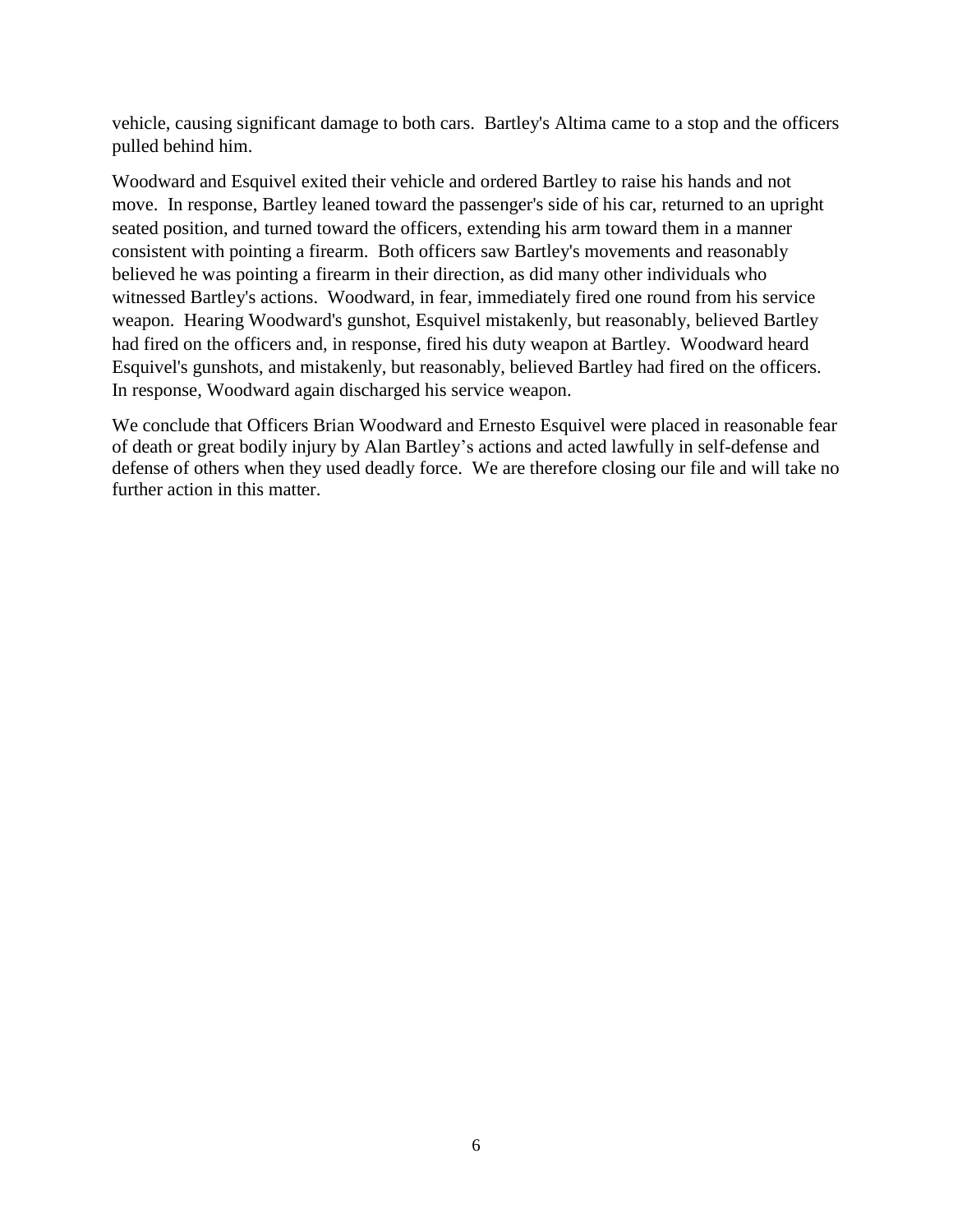vehicle, causing significant damage to both cars. Bartley's Altima came to a stop and the officers pulled behind him.

Woodward and Esquivel exited their vehicle and ordered Bartley to raise his hands and not move. In response, Bartley leaned toward the passenger's side of his car, returned to an upright seated position, and turned toward the officers, extending his arm toward them in a manner consistent with pointing a firearm. Both officers saw Bartley's movements and reasonably believed he was pointing a firearm in their direction, as did many other individuals who witnessed Bartley's actions. Woodward, in fear, immediately fired one round from his service weapon. Hearing Woodward's gunshot, Esquivel mistakenly, but reasonably, believed Bartley had fired on the officers and, in response, fired his duty weapon at Bartley. Woodward heard Esquivel's gunshots, and mistakenly, but reasonably, believed Bartley had fired on the officers. In response, Woodward again discharged his service weapon.

We conclude that Officers Brian Woodward and Ernesto Esquivel were placed in reasonable fear of death or great bodily injury by Alan Bartley's actions and acted lawfully in self-defense and defense of others when they used deadly force. We are therefore closing our file and will take no further action in this matter.